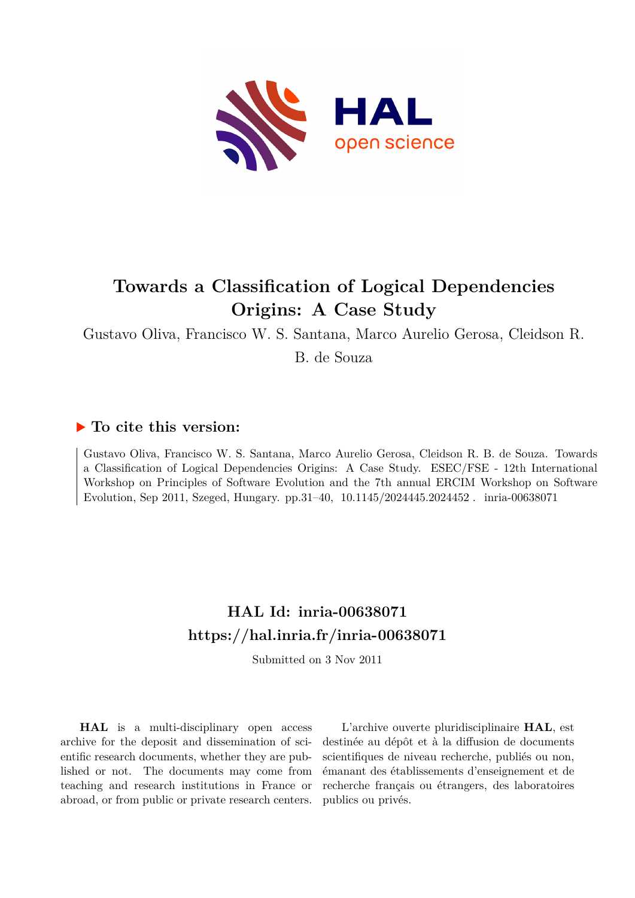# Towards a Classification of Logical Dependencies Origins: A Case Study

Gustavo Oliva, Francisco W. S. Santana, Marco Aurelio Gerosa, Cleidson R. B. de Souza

## ▶ To cite this version:

Gustavo Oliva, Francisco W. S. Santana, Marco Aurelio Gerosa, Cleidson R. B. de Souza. Towards a Classification of Logical Dependencies Origins: A Case Study. ESEC/FSE - 12th International Workshop on Principles of Software Evolution and the 7th annual ERCIM Workshop on Software Evolution, Sep 2011, Szeged, Hungary. pp.31–40, 10.1145/2024445.2024452. inria-00638071

## HAL Id: inria-00638071
## https://hal.inria.fr/inria-00638071

Submitted on 3 Nov 2011

**HAL** is a multi-disciplinary open access archive for the deposit and dissemination of scientific research documents, whether they are published or not. The documents may come from teaching and research institutions in France or abroad, or from public or private research centers.

L'archive ouverte pluridisciplinaire **HAL**, est destinée au dépôt et à la diffusion de documents scientifiques de niveau recherche, publiés ou non, émanant des établissements d'enseignement et de recherche français ou étrangers, des laboratoires publics ou privés.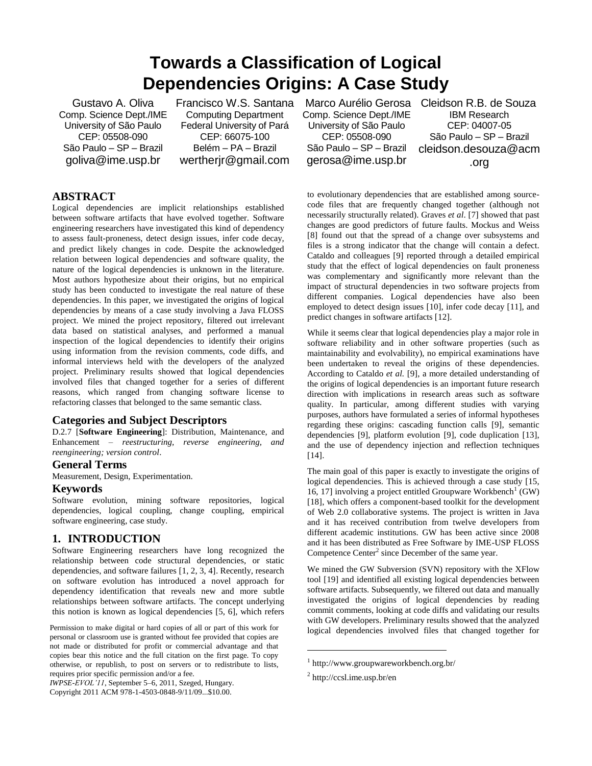# Towards a Classification of Logical Dependencies Origins: A Case Study

Gustavo A. Oliva
Comp. Science Dept./IME
University of São Paulo
CEP: 05508-090
São Paulo – SP – Brazil
goliva@ime.usp.br

Francisco W.S. Santana
Computing Department
Federal University of Pará
CEP: 66075-100
Belém – PA – Brazil
wertherjr@gmail.com

Marco Aurélio Gerosa
Comp. Science Dept./IME
University of São Paulo
CEP: 05508-090
São Paulo – SP – Brazil
gerosa@ime.usp.br

Cleidson R.B. de Souza
IBM Research
CEP: 04007-05
São Paulo – SP – Brazil
cleidson.desouza@acm.org

## ABSTRACT

Logical dependencies are implicit relationships established between software artifacts that have evolved together. Software engineering researchers have investigated this kind of dependency to assess fault-proneness, detect design issues, infer code decay, and predict likely changes in code. Despite the acknowledged relation between logical dependencies and software quality, the nature of the logical dependencies is unknown in the literature. Most authors hypothesize about their origins, but no empirical study has been conducted to investigate the real nature of these dependencies. In this paper, we investigated the origins of logical dependencies by means of a case study involving a Java FLOSS project. We mined the project repository, filtered out irrelevant data based on statistical analyses, and performed a manual inspection of the logical dependencies to identify their origins using information from the revision comments, code diffs, and informal interviews held with the developers of the analyzed project. Preliminary results showed that logical dependencies involved files that changed together for a series of different reasons, which ranged from changing software license to refactoring classes that belonged to the same semantic class.

## Categories and Subject Descriptors

D.2.7 [**Software Engineering**]: Distribution, Maintenance, and Enhancement – *reestructuring, reverse engineering, and reengineering; version control*.

## General Terms

Measurement, Design, Experimentation.

## Keywords

Software evolution, mining software repositories, logical dependencies, logical coupling, change coupling, empirical software engineering, case study.

## 1. INTRODUCTION

Software Engineering researchers have long recognized the relationship between code structural dependencies, or static dependencies, and software failures [1, 2, 3, 4]. Recently, research on software evolution has introduced a novel approach for dependency identification that reveals new and more subtle relationships between software artifacts. The concept underlying this notion is known as logical dependencies [5, 6], which refers to evolutionary dependencies that are established among source-code files that are frequently changed together (although not necessarily structurally related). Graves *et al*. [7] showed that past changes are good predictors of future faults. Mockus and Weiss [8] found out that the spread of a change over subsystems and files is a strong indicator that the change will contain a defect. Cataldo and colleagues [9] reported through a detailed empirical study that the effect of logical dependencies on fault proneness was complementary and significantly more relevant than the impact of structural dependencies in two software projects from different companies. Logical dependencies have also been employed to detect design issues [10], infer code decay [11], and predict changes in software artifacts [12].

While it seems clear that logical dependencies play a major role in software reliability and in other software properties (such as maintainability and evolvability), no empirical examinations have been undertaken to reveal the origins of these dependencies. According to Cataldo *et al.* [9], a more detailed understanding of the origins of logical dependencies is an important future research direction with implications in research areas such as software quality. In particular, among different studies with varying purposes, authors have formulated a series of informal hypotheses regarding these origins: cascading function calls [9], semantic dependencies [9], platform evolution [9], code duplication [13], and the use of dependency injection and reflection techniques [14].

The main goal of this paper is exactly to investigate the origins of logical dependencies. This is achieved through a case study [15, 16, 17] involving a project entitled Groupware Workbench[1] (GW) [18], which offers a component-based toolkit for the development of Web 2.0 collaborative systems. The project is written in Java and it has received contribution from twelve developers from different academic institutions. GW has been active since 2008 and it has been distributed as Free Software by IME-USP FLOSS Competence Center[2] since December of the same year.

We mined the GW Subversion (SVN) repository with the XFlow tool [19] and identified all existing logical dependencies between software artifacts. Subsequently, we filtered out data and manually investigated the origins of logical dependencies by reading commit comments, looking at code diffs and validating our results with GW developers. Preliminary results showed that the analyzed logical dependencies involved files that changed together for

Permission to make digital or hard copies of all or part of this work for personal or classroom use is granted without fee provided that copies are not made or distributed for profit or commercial advantage and that copies bear this notice and the full citation on the first page. To copy otherwise, or republish, to post on servers or to redistribute to lists, requires prior specific permission and/or a fee.
*IWPSE-EVOL'11*, September 5–6, 2011, Szeged, Hungary.
Copyright 2011 ACM 978-1-4503-0848-9/11/09...$10.00.

[1] http://www.groupwareworkbench.org.br/

[2] http://ccsl.ime.usp.br/en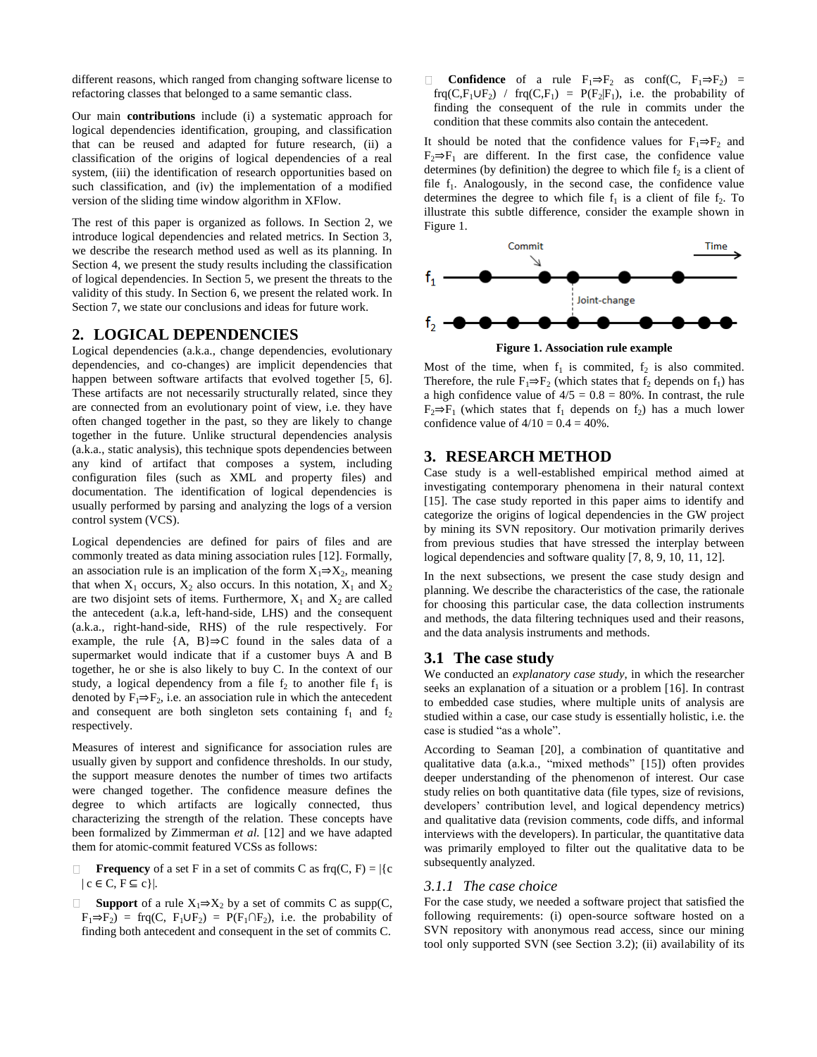different reasons, which ranged from changing software license to refactoring classes that belonged to a same semantic class.

Our main **contributions** include (i) a systematic approach for logical dependencies identification, grouping, and classification that can be reused and adapted for future research, (ii) a classification of the origins of logical dependencies of a real system, (iii) the identification of research opportunities based on such classification, and (iv) the implementation of a modified version of the sliding time window algorithm in XFlow.

The rest of this paper is organized as follows. In Section 2, we introduce logical dependencies and related metrics. In Section 3, we describe the research method used as well as its planning. In Section 4, we present the study results including the classification of logical dependencies. In Section 5, we present the threats to the validity of this study. In Section 6, we present the related work. In Section 7, we state our conclusions and ideas for future work.

## 2. LOGICAL DEPENDENCIES

Logical dependencies (a.k.a., change dependencies, evolutionary dependencies, and co-changes) are implicit dependencies that happen between software artifacts that evolved together [5, 6]. These artifacts are not necessarily structurally related, since they are connected from an evolutionary point of view, i.e. they have often changed together in the past, so they are likely to change together in the future. Unlike structural dependencies analysis (a.k.a., static analysis), this technique spots dependencies between any kind of artifact that composes a system, including configuration files (such as XML and property files) and documentation. The identification of logical dependencies is usually performed by parsing and analyzing the logs of a version control system (VCS).

Logical dependencies are defined for pairs of files and are commonly treated as data mining association rules [12]. Formally, an association rule is an implication of the form $X_1 \Rightarrow X_2$, meaning that when $X_1$ occurs, $X_2$ also occurs. In this notation, $X_1$ and $X_2$ are two disjoint sets of items. Furthermore, $X_1$ and $X_2$ are called the antecedent (a.k.a, left-hand-side, LHS) and the consequent (a.k.a., right-hand-side, RHS) of the rule respectively. For example, the rule $\{A, B\} \Rightarrow C$ found in the sales data of a supermarket would indicate that if a customer buys A and B together, he or she is also likely to buy C. In the context of our study, a logical dependency from a file $f_2$ to another file $f_1$ is denoted by $F_1 \Rightarrow F_2$, i.e. an association rule in which the antecedent and consequent are both singleton sets containing $f_1$ and $f_2$ respectively.

Measures of interest and significance for association rules are usually given by support and confidence thresholds. In our study, the support measure denotes the number of times two artifacts were changed together. The confidence measure defines the degree to which artifacts are logically connected, thus characterizing the strength of the relation. These concepts have been formalized by Zimmerman *et al.* [12] and we have adapted them for atomic-commit featured VCSs as follows:

- **Frequency** of a set F in a set of commits C as $frq(C, F) = |\{c \mid c \in C, F \subseteq c\}|$.
- **Support** of a rule $X_1 \Rightarrow X_2$ by a set of commits C as $supp(C, F_1 \Rightarrow F_2) = frq(C, F_1 \cup F_2) = P(F_1 \cap F_2)$, i.e. the probability of finding both antecedent and consequent in the set of commits C.
- **Confidence** of a rule $F_1 \Rightarrow F_2$ as $conf(C, F_1 \Rightarrow F_2) = frq(C, F_1 \cup F_2) \ / \ frq(C, F_1) = P(F_2 | F_1)$, i.e. the probability of finding the consequent of the rule in commits under the condition that these commits also contain the antecedent.

It should be noted that the confidence values for $F_1 \Rightarrow F_2$ and $F_2 \Rightarrow F_1$ are different. In the first case, the confidence value determines (by definition) the degree to which file $f_2$ is a client of file $f_1$. Analogously, in the second case, the confidence value determines the degree to which file $f_1$ is a client of file $f_2$. To illustrate this subtle difference, consider the example shown in Figure 1.

**Figure 1. Association rule example**

Most of the time, when $f_1$ is commited, $f_2$ is also commited. Therefore, the rule $F_1 \Rightarrow F_2$ (which states that $f_2$ depends on $f_1$) has a high confidence value of $4/5 = 0.8 = 80\%$. In contrast, the rule $F_2 \Rightarrow F_1$ (which states that $f_1$ depends on $f_2$) has a much lower confidence value of $4/10 = 0.4 = 40\%$.

## 3. RESEARCH METHOD

Case study is a well-established empirical method aimed at investigating contemporary phenomena in their natural context [15]. The case study reported in this paper aims to identify and categorize the origins of logical dependencies in the GW project by mining its SVN repository. Our motivation primarily derives from previous studies that have stressed the interplay between logical dependencies and software quality [7, 8, 9, 10, 11, 12].

In the next subsections, we present the case study design and planning. We describe the characteristics of the case, the rationale for choosing this particular case, the data collection instruments and methods, the data filtering techniques used and their reasons, and the data analysis instruments and methods.

### 3.1 The case study

We conducted an *explanatory case study*, in which the researcher seeks an explanation of a situation or a problem [16]. In contrast to embedded case studies, where multiple units of analysis are studied within a case, our case study is essentially holistic, i.e. the case is studied "as a whole".

According to Seaman [20], a combination of quantitative and qualitative data (a.k.a., "mixed methods" [15]) often provides deeper understanding of the phenomenon of interest. Our case study relies on both quantitative data (file types, size of revisions, developers' contribution level, and logical dependency metrics) and qualitative data (revision comments, code diffs, and informal interviews with the developers). In particular, the quantitative data was primarily employed to filter out the qualitative data to be subsequently analyzed.

#### 3.1.1 *The case choice*

For the case study, we needed a software project that satisfied the following requirements: (i) open-source software hosted on a SVN repository with anonymous read access, since our mining tool only supported SVN (see Section 3.2); (ii) availability of its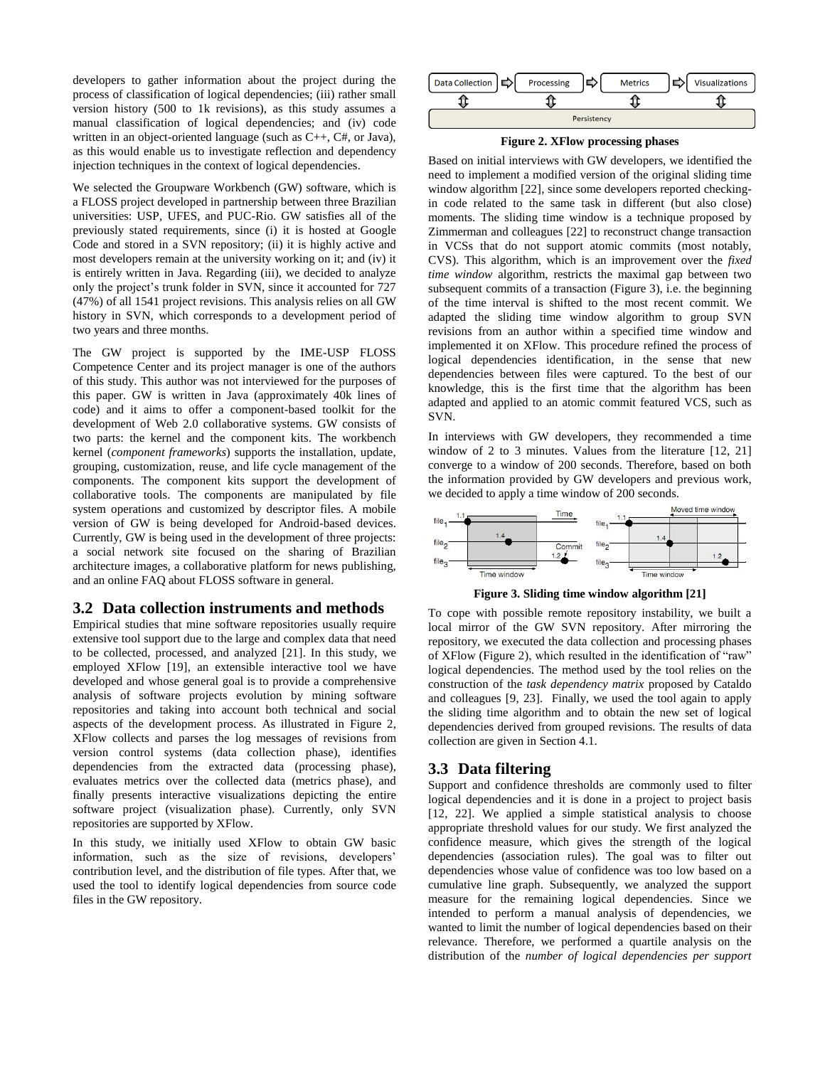developers to gather information about the project during the process of classification of logical dependencies; (iii) rather small version history (500 to 1k revisions), as this study assumes a manual classification of logical dependencies; and (iv) code written in an object-oriented language (such as C++, C#, or Java), as this would enable us to investigate reflection and dependency injection techniques in the context of logical dependencies.

We selected the Groupware Workbench (GW) software, which is a FLOSS project developed in partnership between three Brazilian universities: USP, UFES, and PUC-Rio. GW satisfies all of the previously stated requirements, since (i) it is hosted at Google Code and stored in a SVN repository; (ii) it is highly active and most developers remain at the university working on it; and (iv) it is entirely written in Java. Regarding (iii), we decided to analyze only the project's trunk folder in SVN, since it accounted for 727 (47%) of all 1541 project revisions. This analysis relies on all GW history in SVN, which corresponds to a development period of two years and three months.

The GW project is supported by the IME-USP FLOSS Competence Center and its project manager is one of the authors of this study. This author was not interviewed for the purposes of this paper. GW is written in Java (approximately 40k lines of code) and it aims to offer a component-based toolkit for the development of Web 2.0 collaborative systems. GW consists of two parts: the kernel and the component kits. The workbench kernel (*component frameworks*) supports the installation, update, grouping, customization, reuse, and life cycle management of the components. The component kits support the development of collaborative tools. The components are manipulated by file system operations and customized by descriptor files. A mobile version of GW is being developed for Android-based devices. Currently, GW is being used in the development of three projects: a social network site focused on the sharing of Brazilian architecture images, a collaborative platform for news publishing, and an online FAQ about FLOSS software in general.

## 3.2 Data collection instruments and methods

Empirical studies that mine software repositories usually require extensive tool support due to the large and complex data that need to be collected, processed, and analyzed [21]. In this study, we employed XFlow [19], an extensible interactive tool we have developed and whose general goal is to provide a comprehensive analysis of software projects evolution by mining software repositories and taking into account both technical and social aspects of the development process. As illustrated in Figure 2, XFlow collects and parses the log messages of revisions from version control systems (data collection phase), identifies dependencies from the extracted data (processing phase), evaluates metrics over the collected data (metrics phase), and finally presents interactive visualizations depicting the entire software project (visualization phase). Currently, only SVN repositories are supported by XFlow.

In this study, we initially used XFlow to obtain GW basic information, such as the size of revisions, developers' contribution level, and the distribution of file types. After that, we used the tool to identify logical dependencies from source code files in the GW repository.

Data Collection ⇨ Processing ⇨ Metrics ⇨ Visualizations

Persistency

**Figure 2. XFlow processing phases**

Based on initial interviews with GW developers, we identified the need to implement a modified version of the original sliding time window algorithm [22], since some developers reported checking-in code related to the same task in different (but also close) moments. The sliding time window is a technique proposed by Zimmerman and colleagues [22] to reconstruct change transaction in VCSs that do not support atomic commits (most notably, CVS). This algorithm, which is an improvement over the *fixed time window* algorithm, restricts the maximal gap between two subsequent commits of a transaction (Figure 3), i.e. the beginning of the time interval is shifted to the most recent commit. We adapted the sliding time window algorithm to group SVN revisions from an author within a specified time window and implemented it on XFlow. This procedure refined the process of logical dependencies identification, in the sense that new dependencies between files were captured. To the best of our knowledge, this is the first time that the algorithm has been adapted and applied to an atomic commit featured VCS, such as SVN.

In interviews with GW developers, they recommended a time window of 2 to 3 minutes. Values from the literature [12, 21] converge to a window of 200 seconds. Therefore, based on both the information provided by GW developers and previous work, we decided to apply a time window of 200 seconds.

file1 1.1 Time
file2 1.4 Commit
file3 1.2
Time window

Moved time window
file1 1.1
file2 1.4
file3 1.2
Time window

**Figure 3. Sliding time window algorithm [21]**

To cope with possible remote repository instability, we built a local mirror of the GW SVN repository. After mirroring the repository, we executed the data collection and processing phases of XFlow (Figure 2), which resulted in the identification of "raw" logical dependencies. The method used by the tool relies on the construction of the *task dependency matrix* proposed by Cataldo and colleagues [9, 23]. Finally, we used the tool again to apply the sliding time algorithm and to obtain the new set of logical dependencies derived from grouped revisions. The results of data collection are given in Section 4.1.

## 3.3 Data filtering

Support and confidence thresholds are commonly used to filter logical dependencies and it is done in a project to project basis [12, 22]. We applied a simple statistical analysis to choose appropriate threshold values for our study. We first analyzed the confidence measure, which gives the strength of the logical dependencies (association rules). The goal was to filter out dependencies whose value of confidence was too low based on a cumulative line graph. Subsequently, we analyzed the support measure for the remaining logical dependencies. Since we intended to perform a manual analysis of dependencies, we wanted to limit the number of logical dependencies based on their relevance. Therefore, we performed a quartile analysis on the distribution of the *number of logical dependencies per support*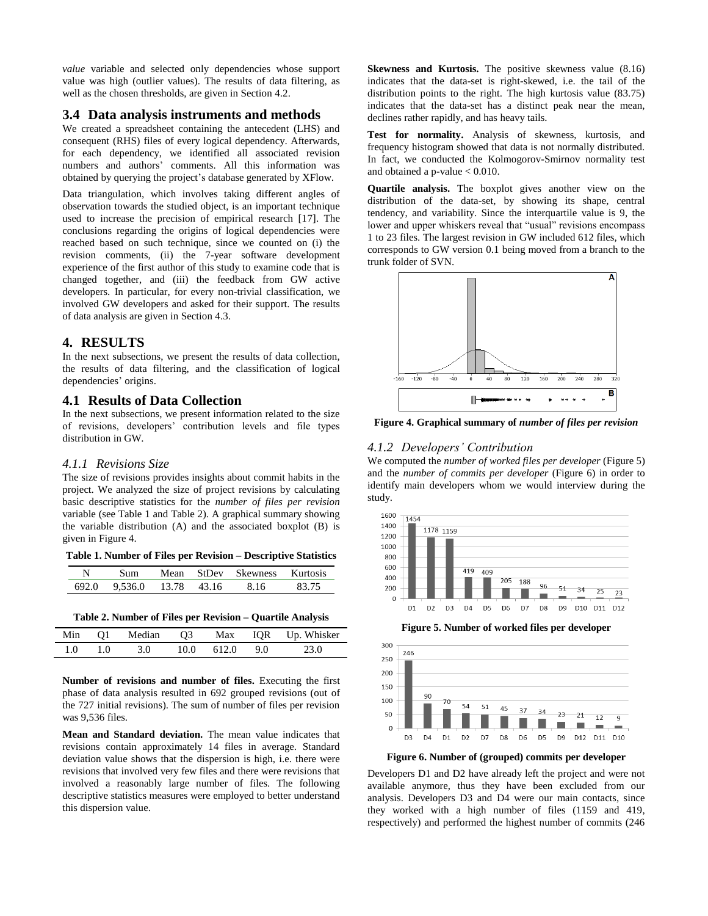*value* variable and selected only dependencies whose support value was high (outlier values). The results of data filtering, as well as the chosen thresholds, are given in Section 4.2.

### 3.4 Data analysis instruments and methods

We created a spreadsheet containing the antecedent (LHS) and consequent (RHS) files of every logical dependency. Afterwards, for each dependency, we identified all associated revision numbers and authors' comments. All this information was obtained by querying the project's database generated by XFlow.

Data triangulation, which involves taking different angles of observation towards the studied object, is an important technique used to increase the precision of empirical research [17]. The conclusions regarding the origins of logical dependencies were reached based on such technique, since we counted on (i) the revision comments, (ii) the 7-year software development experience of the first author of this study to examine code that is changed together, and (iii) the feedback from GW active developers. In particular, for every non-trivial classification, we involved GW developers and asked for their support. The results of data analysis are given in Section 4.3.

## 4. RESULTS

In the next subsections, we present the results of data collection, the results of data filtering, and the classification of logical dependencies' origins.

### 4.1 Results of Data Collection

In the next subsections, we present information related to the size of revisions, developers' contribution levels and file types distribution in GW.

#### *4.1.1 Revisions Size*

The size of revisions provides insights about commit habits in the project. We analyzed the size of project revisions by calculating basic descriptive statistics for the *number of files per revision* variable (see Table 1 and Table 2). A graphical summary showing the variable distribution (A) and the associated boxplot (B) is given in Figure 4.

**Table 1. Number of Files per Revision – Descriptive Statistics**

| N | Sum | Mean | StDev | Skewness | Kurtosis |
|---|---|---|---|---|---|
| 692.0 | 9,536.0 | 13.78 | 43.16 | 8.16 | 83.75 |

**Table 2. Number of Files per Revision – Quartile Analysis**

| Min | Q1 | Median | Q3 | Max | IQR | Up. Whisker |
|---|---|---|---|---|---|---|
| 1.0 | 1.0 | 3.0 | 10.0 | 612.0 | 9.0 | 23.0 |

**Number of revisions and number of files.** Executing the first phase of data analysis resulted in 692 grouped revisions (out of the 727 initial revisions). The sum of number of files per revision was 9,536 files.

**Mean and Standard deviation.** The mean value indicates that revisions contain approximately 14 files in average. Standard deviation value shows that the dispersion is high, i.e. there were revisions that involved very few files and there were revisions that involved a reasonably large number of files. The following descriptive statistics measures were employed to better understand this dispersion value.

**Skewness and Kurtosis.** The positive skewness value (8.16) indicates that the data-set is right-skewed, i.e. the tail of the distribution points to the right. The high kurtosis value (83.75) indicates that the data-set has a distinct peak near the mean, declines rather rapidly, and has heavy tails.

**Test for normality.** Analysis of skewness, kurtosis, and frequency histogram showed that data is not normally distributed. In fact, we conducted the Kolmogorov-Smirnov normality test and obtained a p-value $< 0.010$.

**Quartile analysis.** The boxplot gives another view on the distribution of the data-set, by showing its shape, central tendency, and variability. Since the interquartile value is 9, the lower and upper whiskers reveal that "usual" revisions encompass 1 to 23 files. The largest revision in GW included 612 files, which corresponds to GW version 0.1 being moved from a branch to the trunk folder of SVN.

**Figure 4. Graphical summary of *number of files per revision***

#### *4.1.2 Developers' Contribution*

We computed the *number of worked files per developer* (Figure 5) and the *number of commits per developer* (Figure 6) in order to identify main developers whom we would interview during the study.

**Figure 5. Number of worked files per developer**

**Figure 6. Number of (grouped) commits per developer**

Developers D1 and D2 have already left the project and were not available anymore, thus they have been excluded from our analysis. Developers D3 and D4 were our main contacts, since they worked with a high number of files (1159 and 419, respectively) and performed the highest number of commits (246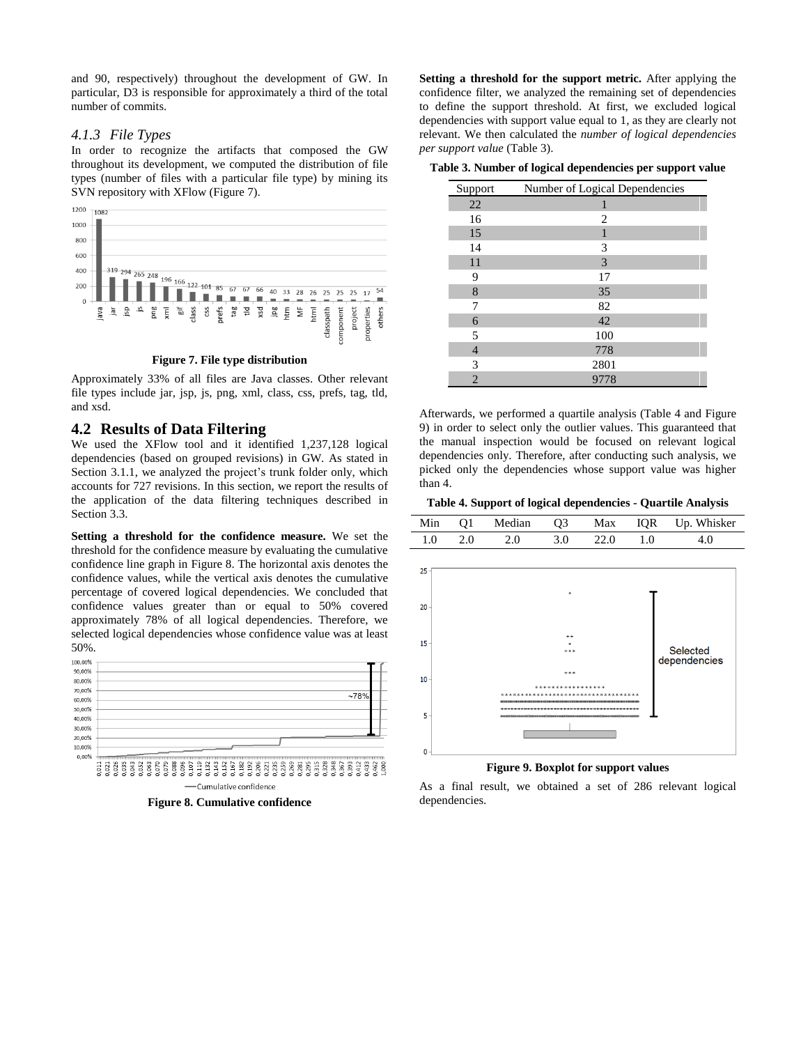and 90, respectively) throughout the development of GW. In particular, D3 is responsible for approximately a third of the total number of commits.

### 4.1.3 File Types

In order to recognize the artifacts that composed the GW throughout its development, we computed the distribution of file types (number of files with a particular file type) by mining its SVN repository with XFlow (Figure 7).

**Figure 7. File type distribution**

Approximately 33% of all files are Java classes. Other relevant file types include jar, jsp, js, png, xml, class, css, prefs, tag, tld, and xsd.

## 4.2 Results of Data Filtering

We used the XFlow tool and it identified 1,237,128 logical dependencies (based on grouped revisions) in GW. As stated in Section 3.1.1, we analyzed the project's trunk folder only, which accounts for 727 revisions. In this section, we report the results of the application of the data filtering techniques described in Section 3.3.

**Setting a threshold for the confidence measure.** We set the threshold for the confidence measure by evaluating the cumulative confidence line graph in Figure 8. The horizontal axis denotes the confidence values, while the vertical axis denotes the cumulative percentage of covered logical dependencies. We concluded that confidence values greater than or equal to 50% covered approximately 78% of all logical dependencies. Therefore, we selected logical dependencies whose confidence value was at least 50%.

**Figure 8. Cumulative confidence**

**Setting a threshold for the support metric.** After applying the confidence filter, we analyzed the remaining set of dependencies to define the support threshold. At first, we excluded logical dependencies with support value equal to 1, as they are clearly not relevant. We then calculated the *number of logical dependencies per support value* (Table 3).

**Table 3. Number of logical dependencies per support value**

| Support | Number of Logical Dependencies |
|---|---|
| 22 | 1 |
| 16 | 2 |
| 15 | 1 |
| 14 | 3 |
| 11 | 3 |
| 9 | 17 |
| 8 | 35 |
| 7 | 82 |
| 6 | 42 |
| 5 | 100 |
| 4 | 778 |
| 3 | 2801 |
| 2 | 9778 |

Afterwards, we performed a quartile analysis (Table 4 and Figure 9) in order to select only the outlier values. This guaranteed that the manual inspection would be focused on relevant logical dependencies only. Therefore, after conducting such analysis, we picked only the dependencies whose support value was higher than 4.

**Table 4. Support of logical dependencies - Quartile Analysis**

| Min | Q1 | Median | Q3 | Max | IQR | Up. Whisker |
|---|---|---|---|---|---|---|
| 1.0 | 2.0 | 2.0 | 3.0 | 22.0 | 1.0 | 4.0 |

**Figure 9. Boxplot for support values**

As a final result, we obtained a set of 286 relevant logical dependencies.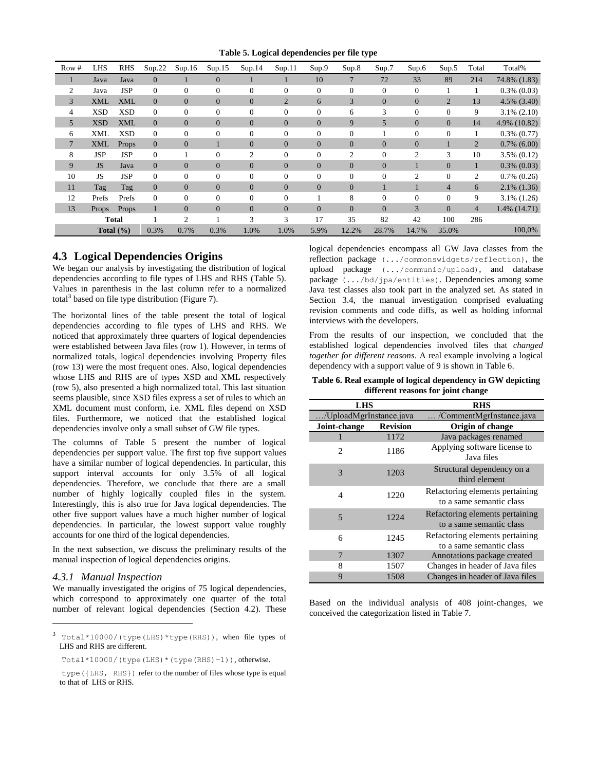**Table 5. Logical dependencies per file type**

| Row # | LHS | RHS | Sup.22 | Sup.16 | Sup.15 | Sup.14 | Sup.11 | Sup.9 | Sup.8 | Sup.7 | Sup.6 | Sup.5 | Total | Total% |
|---|---|---|---|---|---|---|---|---|---|---|---|---|---|---|
| 1 | Java | Java | 0 | 1 | 0 | 1 | 1 | 10 | 7 | 72 | 33 | 89 | 214 | 74.8% (1.83) |
| 2 | Java | JSP | 0 | 0 | 0 | 0 | 0 | 0 | 0 | 0 | 0 | 1 | 1 | 0.3% (0.03) |
| 3 | XML | XML | 0 | 0 | 0 | 0 | 2 | 6 | 3 | 0 | 0 | 2 | 13 | 4.5% (3.40) |
| 4 | XSD | XSD | 0 | 0 | 0 | 0 | 0 | 0 | 6 | 3 | 0 | 0 | 9 | 3.1% (2.10) |
| 5 | XSD | XML | 0 | 0 | 0 | 0 | 0 | 0 | 9 | 5 | 0 | 0 | 14 | 4.9% (10.82) |
| 6 | XML | XSD | 0 | 0 | 0 | 0 | 0 | 0 | 0 | 1 | 0 | 0 | 1 | 0.3% (0.77) |
| 7 | XML | Props | 0 | 0 | 1 | 0 | 0 | 0 | 0 | 0 | 0 | 1 | 2 | 0.7% (6.00) |
| 8 | JSP | JSP | 0 | 1 | 0 | 2 | 0 | 0 | 2 | 0 | 2 | 3 | 10 | 3.5% (0.12) |
| 9 | JS | Java | 0 | 0 | 0 | 0 | 0 | 0 | 0 | 0 | 1 | 0 | 1 | 0.3% (0.03) |
| 10 | JS | JSP | 0 | 0 | 0 | 0 | 0 | 0 | 0 | 0 | 2 | 0 | 2 | 0.7% (0.26) |
| 11 | Tag | Tag | 0 | 0 | 0 | 0 | 0 | 0 | 0 | 1 | 1 | 4 | 6 | 2.1% (1.36) |
| 12 | Prefs | Prefs | 0 | 0 | 0 | 0 | 0 | 1 | 8 | 0 | 0 | 0 | 9 | 3.1% (1.26) |
| 13 | Props | Props | 1 | 0 | 0 | 0 | 0 | 0 | 0 | 0 | 3 | 0 | 4 | 1.4% (14.71) |
| | Total | | 1 | 2 | 1 | 3 | 3 | 17 | 35 | 82 | 42 | 100 | 286 | |
| | Total (%) | | 0.3% | 0.7% | 0.3% | 1.0% | 1.0% | 5.9% | 12.2% | 28.7% | 14.7% | 35.0% | | 100,0% |

## 4.3 Logical Dependencies Origins

We began our analysis by investigating the distribution of logical dependencies according to file types of LHS and RHS (Table 5). Values in parenthesis in the last column refer to a normalized total[3] based on file type distribution (Figure 7).

The horizontal lines of the table present the total of logical dependencies according to file types of LHS and RHS. We noticed that approximately three quarters of logical dependencies were established between Java files (row 1). However, in terms of normalized totals, logical dependencies involving Property files (row 13) were the most frequent ones. Also, logical dependencies whose LHS and RHS are of types XSD and XML respectively (row 5), also presented a high normalized total. This last situation seems plausible, since XSD files express a set of rules to which an XML document must conform, i.e. XML files depend on XSD files. Furthermore, we noticed that the established logical dependencies involve only a small subset of GW file types.

The columns of Table 5 present the number of logical dependencies per support value. The first top five support values have a similar number of logical dependencies. In particular, this support interval accounts for only 3.5% of all logical dependencies. Therefore, we conclude that there are a small number of highly logically coupled files in the system. Interestingly, this is also true for Java logical dependencies. The other five support values have a much higher number of logical dependencies. In particular, the lowest support value roughly accounts for one third of the logical dependencies.

In the next subsection, we discuss the preliminary results of the manual inspection of logical dependencies origins.

### 4.3.1 Manual Inspection

We manually investigated the origins of 75 logical dependencies, which correspond to approximately one quarter of the total number of relevant logical dependencies (Section 4.2). These logical dependencies encompass all GW Java classes from the reflection package (`.../commonswidgets/reflection`), the upload package (`.../communic/upload`), and database package (`.../bd/jpa/entities`). Dependencies among some Java test classes also took part in the analyzed set. As stated in Section 3.4, the manual investigation comprised evaluating revision comments and code diffs, as well as holding informal interviews with the developers.

From the results of our inspection, we concluded that the established logical dependencies involved files that *changed together for different reasons*. A real example involving a logical dependency with a support value of 9 is shown in Table 6.

**Table 6. Real example of logical dependency in GW depicting different reasons for joint change**

| LHS | | RHS |
|---|---|---|
| …/UploadMgrInstance.java | | … /CommentMgrInstance.java |
| **Joint-change** | **Revision** | **Origin of change** |
| 1 | 1172 | Java packages renamed |
| 2 | 1186 | Applying software license to Java files |
| 3 | 1203 | Structural dependency on a third element |
| 4 | 1220 | Refactoring elements pertaining to a same semantic class |
| 5 | 1224 | Refactoring elements pertaining to a same semantic class |
| 6 | 1245 | Refactoring elements pertaining to a same semantic class |
| 7 | 1307 | Annotations package created |
| 8 | 1507 | Changes in header of Java files |
| 9 | 1508 | Changes in header of Java files |

Based on the individual analysis of 408 joint-changes, we conceived the categorization listed in Table 7.

---

[3] `Total*10000/(type(LHS)*type(RHS))`, when file types of LHS and RHS are different.

`Total*10000/(type(LHS)*(type(RHS)-1))`, otherwise.

`type({LHS, RHS})` refer to the number of files whose type is equal to that of LHS or RHS.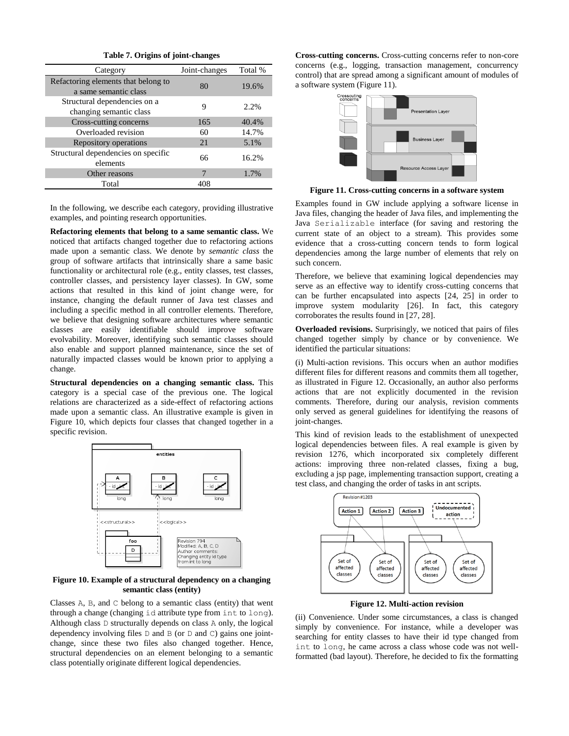**Table 7. Origins of joint-changes**

| Category | Joint-changes | Total % |
|---|---|---|
| Refactoring elements that belong to a same semantic class | 80 | 19.6% |
| Structural dependencies on a changing semantic class | 9 | 2.2% |
| Cross-cutting concerns | 165 | 40.4% |
| Overloaded revision | 60 | 14.7% |
| Repository operations | 21 | 5.1% |
| Structural dependencies on specific elements | 66 | 16.2% |
| Other reasons | 7 | 1.7% |
| Total | 408 | |

In the following, we describe each category, providing illustrative examples, and pointing research opportunities.

**Refactoring elements that belong to a same semantic class.** We noticed that artifacts changed together due to refactoring actions made upon a semantic class. We denote by *semantic class* the group of software artifacts that intrinsically share a same basic functionality or architectural role (e.g., entity classes, test classes, controller classes, and persistency layer classes). In GW, some actions that resulted in this kind of joint change were, for instance, changing the default runner of Java test classes and including a specific method in all controller elements. Therefore, we believe that designing software architectures where semantic classes are easily identifiable should improve software evolvability. Moreover, identifying such semantic classes should also enable and support planned maintenance, since the set of naturally impacted classes would be known prior to applying a change.

**Structural dependencies on a changing semantic class.** This category is a special case of the previous one. The logical relations are characterized as a side-effect of refactoring actions made upon a semantic class. An illustrative example is given in Figure 10, which depicts four classes that changed together in a specific revision.

**Figure 10. Example of a structural dependency on a changing semantic class (entity)**

Classes A, B, and C belong to a semantic class (entity) that went through a change (changing id attribute type from int to long). Although class D structurally depends on class A only, the logical dependency involving files D and B (or D and C) gains one joint-change, since these two files also changed together. Hence, structural dependencies on an element belonging to a semantic class potentially originate different logical dependencies.

**Cross-cutting concerns.** Cross-cutting concerns refer to non-core concerns (e.g., logging, transaction management, concurrency control) that are spread among a significant amount of modules of a software system (Figure 11).

**Figure 11. Cross-cutting concerns in a software system**

Examples found in GW include applying a software license in Java files, changing the header of Java files, and implementing the Java Serializable interface (for saving and restoring the current state of an object to a stream). This provides some evidence that a cross-cutting concern tends to form logical dependencies among the large number of elements that rely on such concern.

Therefore, we believe that examining logical dependencies may serve as an effective way to identify cross-cutting concerns that can be further encapsulated into aspects [24, 25] in order to improve system modularity [26]. In fact, this category corroborates the results found in [27, 28].

**Overloaded revisions.** Surprisingly, we noticed that pairs of files changed together simply by chance or by convenience. We identified the particular situations:

(i) Multi-action revisions. This occurs when an author modifies different files for different reasons and commits them all together, as illustrated in Figure 12. Occasionally, an author also performs actions that are not explicitly documented in the revision comments. Therefore, during our analysis, revision comments only served as general guidelines for identifying the reasons of joint-changes.

This kind of revision leads to the establishment of unexpected logical dependencies between files. A real example is given by revision 1276, which incorporated six completely different actions: improving three non-related classes, fixing a bug, excluding a jsp page, implementing transaction support, creating a test class, and changing the order of tasks in ant scripts.

**Figure 12. Multi-action revision**

(ii) Convenience. Under some circumstances, a class is changed simply by convenience. For instance, while a developer was searching for entity classes to have their id type changed from int to long, he came across a class whose code was not well-formatted (bad layout). Therefore, he decided to fix the formatting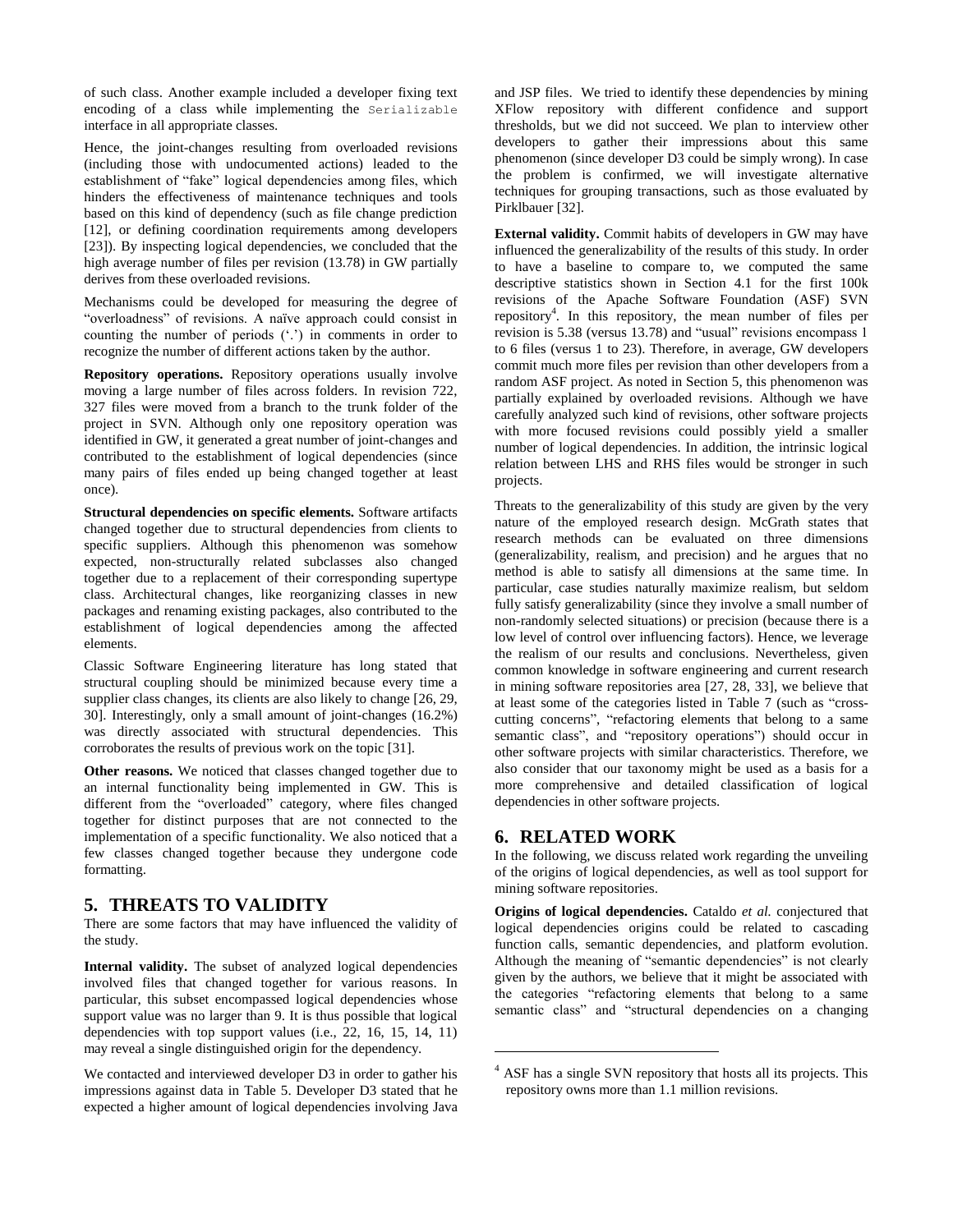of such class. Another example included a developer fixing text encoding of a class while implementing the `Serializable` interface in all appropriate classes.

Hence, the joint-changes resulting from overloaded revisions (including those with undocumented actions) leaded to the establishment of "fake" logical dependencies among files, which hinders the effectiveness of maintenance techniques and tools based on this kind of dependency (such as file change prediction [12], or defining coordination requirements among developers [23]). By inspecting logical dependencies, we concluded that the high average number of files per revision (13.78) in GW partially derives from these overloaded revisions.

Mechanisms could be developed for measuring the degree of "overloadness" of revisions. A naïve approach could consist in counting the number of periods ('.') in comments in order to recognize the number of different actions taken by the author.

**Repository operations.** Repository operations usually involve moving a large number of files across folders. In revision 722, 327 files were moved from a branch to the trunk folder of the project in SVN. Although only one repository operation was identified in GW, it generated a great number of joint-changes and contributed to the establishment of logical dependencies (since many pairs of files ended up being changed together at least once).

**Structural dependencies on specific elements.** Software artifacts changed together due to structural dependencies from clients to specific suppliers. Although this phenomenon was somehow expected, non-structurally related subclasses also changed together due to a replacement of their corresponding supertype class. Architectural changes, like reorganizing classes in new packages and renaming existing packages, also contributed to the establishment of logical dependencies among the affected elements.

Classic Software Engineering literature has long stated that structural coupling should be minimized because every time a supplier class changes, its clients are also likely to change [26, 29, 30]. Interestingly, only a small amount of joint-changes (16.2%) was directly associated with structural dependencies. This corroborates the results of previous work on the topic [31].

**Other reasons.** We noticed that classes changed together due to an internal functionality being implemented in GW. This is different from the "overloaded" category, where files changed together for distinct purposes that are not connected to the implementation of a specific functionality. We also noticed that a few classes changed together because they undergone code formatting.

## 5. THREATS TO VALIDITY

There are some factors that may have influenced the validity of the study.

**Internal validity.** The subset of analyzed logical dependencies involved files that changed together for various reasons. In particular, this subset encompassed logical dependencies whose support value was no larger than 9. It is thus possible that logical dependencies with top support values (i.e., 22, 16, 15, 14, 11) may reveal a single distinguished origin for the dependency.

We contacted and interviewed developer D3 in order to gather his impressions against data in Table 5. Developer D3 stated that he expected a higher amount of logical dependencies involving Java and JSP files. We tried to identify these dependencies by mining XFlow repository with different confidence and support thresholds, but we did not succeed. We plan to interview other developers to gather their impressions about this same phenomenon (since developer D3 could be simply wrong). In case the problem is confirmed, we will investigate alternative techniques for grouping transactions, such as those evaluated by Pirklbauer [32].

**External validity.** Commit habits of developers in GW may have influenced the generalizability of the results of this study. In order to have a baseline to compare to, we computed the same descriptive statistics shown in Section 4.1 for the first 100k revisions of the Apache Software Foundation (ASF) SVN repository[4]. In this repository, the mean number of files per revision is 5.38 (versus 13.78) and "usual" revisions encompass 1 to 6 files (versus 1 to 23). Therefore, in average, GW developers commit much more files per revision than other developers from a random ASF project. As noted in Section 5, this phenomenon was partially explained by overloaded revisions. Although we have carefully analyzed such kind of revisions, other software projects with more focused revisions could possibly yield a smaller number of logical dependencies. In addition, the intrinsic logical relation between LHS and RHS files would be stronger in such projects.

Threats to the generalizability of this study are given by the very nature of the employed research design. McGrath states that research methods can be evaluated on three dimensions (generalizability, realism, and precision) and he argues that no method is able to satisfy all dimensions at the same time. In particular, case studies naturally maximize realism, but seldom fully satisfy generalizability (since they involve a small number of non-randomly selected situations) or precision (because there is a low level of control over influencing factors). Hence, we leverage the realism of our results and conclusions. Nevertheless, given common knowledge in software engineering and current research in mining software repositories area [27, 28, 33], we believe that at least some of the categories listed in Table 7 (such as "cross-cutting concerns", "refactoring elements that belong to a same semantic class", and "repository operations") should occur in other software projects with similar characteristics. Therefore, we also consider that our taxonomy might be used as a basis for a more comprehensive and detailed classification of logical dependencies in other software projects.

## 6. RELATED WORK

In the following, we discuss related work regarding the unveiling of the origins of logical dependencies, as well as tool support for mining software repositories.

**Origins of logical dependencies.** Cataldo *et al.* conjectured that logical dependencies origins could be related to cascading function calls, semantic dependencies, and platform evolution. Although the meaning of "semantic dependencies" is not clearly given by the authors, we believe that it might be associated with the categories "refactoring elements that belong to a same semantic class" and "structural dependencies on a changing

[4] ASF has a single SVN repository that hosts all its projects. This repository owns more than 1.1 million revisions.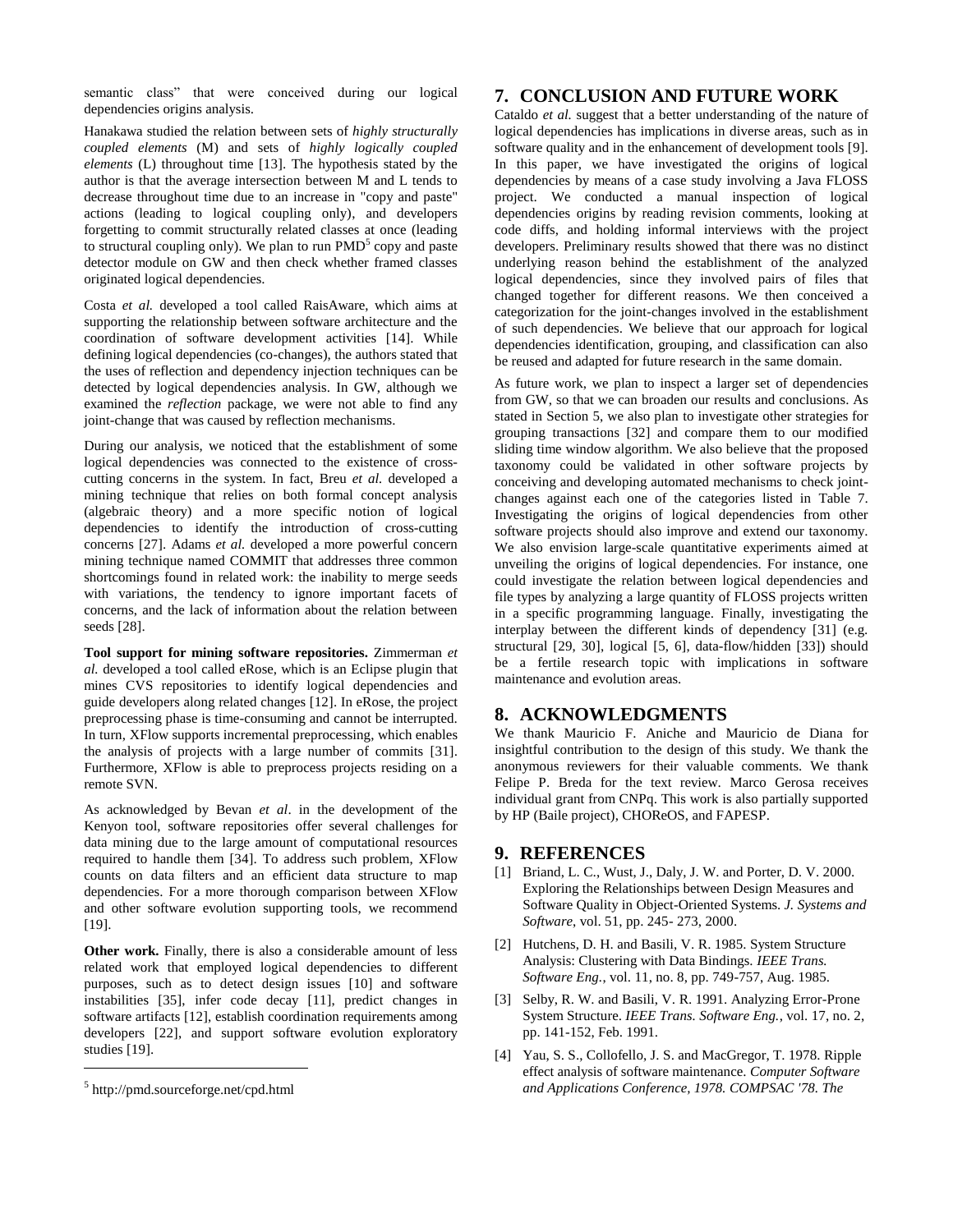semantic class" that were conceived during our logical dependencies origins analysis.

Hanakawa studied the relation between sets of *highly structurally coupled elements* (M) and sets of *highly logically coupled elements* (L) throughout time [13]. The hypothesis stated by the author is that the average intersection between M and L tends to decrease throughout time due to an increase in "copy and paste" actions (leading to logical coupling only), and developers forgetting to commit structurally related classes at once (leading to structural coupling only). We plan to run PMD[5] copy and paste detector module on GW and then check whether framed classes originated logical dependencies.

Costa *et al.* developed a tool called RaisAware, which aims at supporting the relationship between software architecture and the coordination of software development activities [14]. While defining logical dependencies (co-changes), the authors stated that the uses of reflection and dependency injection techniques can be detected by logical dependencies analysis. In GW, although we examined the *reflection* package, we were not able to find any joint-change that was caused by reflection mechanisms.

During our analysis, we noticed that the establishment of some logical dependencies was connected to the existence of cross-cutting concerns in the system. In fact, Breu *et al.* developed a mining technique that relies on both formal concept analysis (algebraic theory) and a more specific notion of logical dependencies to identify the introduction of cross-cutting concerns [27]. Adams *et al.* developed a more powerful concern mining technique named COMMIT that addresses three common shortcomings found in related work: the inability to merge seeds with variations, the tendency to ignore important facets of concerns, and the lack of information about the relation between seeds [28].

**Tool support for mining software repositories.** Zimmerman *et al.* developed a tool called eRose, which is an Eclipse plugin that mines CVS repositories to identify logical dependencies and guide developers along related changes [12]. In eRose, the project preprocessing phase is time-consuming and cannot be interrupted. In turn, XFlow supports incremental preprocessing, which enables the analysis of projects with a large number of commits [31]. Furthermore, XFlow is able to preprocess projects residing on a remote SVN.

As acknowledged by Bevan *et al*. in the development of the Kenyon tool, software repositories offer several challenges for data mining due to the large amount of computational resources required to handle them [34]. To address such problem, XFlow counts on data filters and an efficient data structure to map dependencies. For a more thorough comparison between XFlow and other software evolution supporting tools, we recommend [19].

**Other work.** Finally, there is also a considerable amount of less related work that employed logical dependencies to different purposes, such as to detect design issues [10] and software instabilities [35], infer code decay [11], predict changes in software artifacts [12], establish coordination requirements among developers [22], and support software evolution exploratory studies [19].

[5] http://pmd.sourceforge.net/cpd.html

## 7. CONCLUSION AND FUTURE WORK

Cataldo *et al.* suggest that a better understanding of the nature of logical dependencies has implications in diverse areas, such as in software quality and in the enhancement of development tools [9]. In this paper, we have investigated the origins of logical dependencies by means of a case study involving a Java FLOSS project. We conducted a manual inspection of logical dependencies origins by reading revision comments, looking at code diffs, and holding informal interviews with the project developers. Preliminary results showed that there was no distinct underlying reason behind the establishment of the analyzed logical dependencies, since they involved pairs of files that changed together for different reasons. We then conceived a categorization for the joint-changes involved in the establishment of such dependencies. We believe that our approach for logical dependencies identification, grouping, and classification can also be reused and adapted for future research in the same domain.

As future work, we plan to inspect a larger set of dependencies from GW, so that we can broaden our results and conclusions. As stated in Section 5, we also plan to investigate other strategies for grouping transactions [32] and compare them to our modified sliding time window algorithm. We also believe that the proposed taxonomy could be validated in other software projects by conceiving and developing automated mechanisms to check joint-changes against each one of the categories listed in Table 7. Investigating the origins of logical dependencies from other software projects should also improve and extend our taxonomy. We also envision large-scale quantitative experiments aimed at unveiling the origins of logical dependencies. For instance, one could investigate the relation between logical dependencies and file types by analyzing a large quantity of FLOSS projects written in a specific programming language. Finally, investigating the interplay between the different kinds of dependency [31] (e.g. structural [29, 30], logical [5, 6], data-flow/hidden [33]) should be a fertile research topic with implications in software maintenance and evolution areas.

## 8. ACKNOWLEDGMENTS

We thank Mauricio F. Aniche and Mauricio de Diana for insightful contribution to the design of this study. We thank the anonymous reviewers for their valuable comments. We thank Felipe P. Breda for the text review. Marco Gerosa receives individual grant from CNPq. This work is also partially supported by HP (Baile project), CHOReOS, and FAPESP.

## 9. REFERENCES

[1] Briand, L. C., Wust, J., Daly, J. W. and Porter, D. V. 2000. Exploring the Relationships between Design Measures and Software Quality in Object-Oriented Systems. *J. Systems and Software*, vol. 51, pp. 245- 273, 2000.

[2] Hutchens, D. H. and Basili, V. R. 1985. System Structure Analysis: Clustering with Data Bindings. *IEEE Trans. Software Eng.*, vol. 11, no. 8, pp. 749-757, Aug. 1985.

[3] Selby, R. W. and Basili, V. R. 1991. Analyzing Error-Prone System Structure. *IEEE Trans. Software Eng.*, vol. 17, no. 2, pp. 141-152, Feb. 1991.

[4] Yau, S. S., Collofello, J. S. and MacGregor, T. 1978. Ripple effect analysis of software maintenance. *Computer Software and Applications Conference, 1978. COMPSAC '78. The*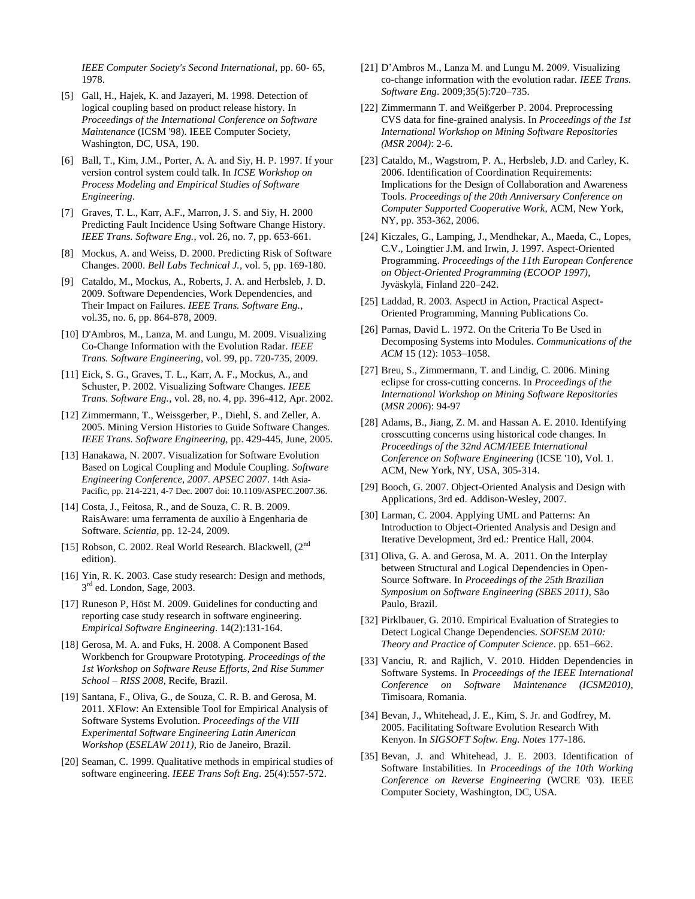*IEEE Computer Society's Second International*, pp. 60- 65, 1978.

[5] Gall, H., Hajek, K. and Jazayeri, M. 1998. Detection of logical coupling based on product release history. In *Proceedings of the International Conference on Software Maintenance* (ICSM '98). IEEE Computer Society, Washington, DC, USA, 190.

[6] Ball, T., Kim, J.M., Porter, A. A. and Siy, H. P. 1997. If your version control system could talk. In *ICSE Workshop on Process Modeling and Empirical Studies of Software Engineering*.

[7] Graves, T. L., Karr, A.F., Marron, J. S. and Siy, H. 2000 Predicting Fault Incidence Using Software Change History. *IEEE Trans. Software Eng.*, vol. 26, no. 7, pp. 653-661.

[8] Mockus, A. and Weiss, D. 2000. Predicting Risk of Software Changes. 2000. *Bell Labs Technical J.*, vol. 5, pp. 169-180.

[9] Cataldo, M., Mockus, A., Roberts, J. A. and Herbsleb, J. D. 2009. Software Dependencies, Work Dependencies, and Their Impact on Failures. *IEEE Trans. Software Eng.*, vol.35, no. 6, pp. 864-878, 2009.

[10] D'Ambros, M., Lanza, M. and Lungu, M. 2009. Visualizing Co-Change Information with the Evolution Radar. *IEEE Trans. Software Engineering*, vol. 99, pp. 720-735, 2009.

[11] Eick, S. G., Graves, T. L., Karr, A. F., Mockus, A., and Schuster, P. 2002. Visualizing Software Changes. *IEEE Trans. Software Eng.*, vol. 28, no. 4, pp. 396-412, Apr. 2002.

[12] Zimmermann, T., Weissgerber, P., Diehl, S. and Zeller, A. 2005. Mining Version Histories to Guide Software Changes. *IEEE Trans. Software Engineering*, pp. 429-445, June, 2005.

[13] Hanakawa, N. 2007. Visualization for Software Evolution Based on Logical Coupling and Module Coupling. *Software Engineering Conference, 2007. APSEC 2007*. 14th Asia-Pacific, pp. 214-221, 4-7 Dec. 2007 doi: 10.1109/ASPEC.2007.36.

[14] Costa, J., Feitosa, R., and de Souza, C. R. B. 2009. RaisAware: uma ferramenta de auxílio à Engenharia de Software. *Scientia*, pp. 12-24, 2009.

[15] Robson, C. 2002. Real World Research. Blackwell, (2nd edition).

[16] Yin, R. K. 2003. Case study research: Design and methods, 3rd ed. London, Sage, 2003.

[17] Runeson P, Höst M. 2009. Guidelines for conducting and reporting case study research in software engineering. *Empirical Software Engineering*. 14(2):131-164.

[18] Gerosa, M. A. and Fuks, H. 2008. A Component Based Workbench for Groupware Prototyping. *Proceedings of the 1st Workshop on Software Reuse Efforts, 2nd Rise Summer School – RISS 2008*, Recife, Brazil.

[19] Santana, F., Oliva, G., de Souza, C. R. B. and Gerosa, M. 2011. XFlow: An Extensible Tool for Empirical Analysis of Software Systems Evolution. *Proceedings of the VIII Experimental Software Engineering Latin American Workshop* (*ESELAW 2011)*, Rio de Janeiro, Brazil.

[20] Seaman, C. 1999. Qualitative methods in empirical studies of software engineering. *IEEE Trans Soft Eng*. 25(4):557-572.

[21] D'Ambros M., Lanza M. and Lungu M. 2009. Visualizing co-change information with the evolution radar. *IEEE Trans. Software Eng*. 2009;35(5):720–735.

[22] Zimmermann T. and Weißgerber P. 2004. Preprocessing CVS data for fine-grained analysis. In *Proceedings of the 1st International Workshop on Mining Software Repositories (MSR 2004)*: 2-6.

[23] Cataldo, M., Wagstrom, P. A., Herbsleb, J.D. and Carley, K. 2006. Identification of Coordination Requirements: Implications for the Design of Collaboration and Awareness Tools. *Proceedings of the 20th Anniversary Conference on Computer Supported Cooperative Work*, ACM, New York, NY, pp. 353-362, 2006.

[24] Kiczales, G., Lamping, J., Mendhekar, A., Maeda, C., Lopes, C.V., Loingtier J.M. and Irwin, J. 1997. Aspect-Oriented Programming. *Proceedings of the 11th European Conference on Object-Oriented Programming (ECOOP 1997)*, Jyväskylä, Finland 220–242.

[25] Laddad, R. 2003. AspectJ in Action, Practical Aspect-Oriented Programming, Manning Publications Co.

[26] Parnas, David L. 1972. On the Criteria To Be Used in Decomposing Systems into Modules. *Communications of the ACM* 15 (12): 1053–1058.

[27] Breu, S., Zimmermann, T. and Lindig, C. 2006. Mining eclipse for cross-cutting concerns. In *Proceedings of the International Workshop on Mining Software Repositories* (*MSR 2006*): 94-97

[28] Adams, B., Jiang, Z. M. and Hassan A. E. 2010. Identifying crosscutting concerns using historical code changes. In *Proceedings of the 32nd ACM/IEEE International Conference on Software Engineering* (ICSE '10), Vol. 1. ACM, New York, NY, USA, 305-314.

[29] Booch, G. 2007. Object-Oriented Analysis and Design with Applications, 3rd ed. Addison-Wesley, 2007.

[30] Larman, C. 2004. Applying UML and Patterns: An Introduction to Object-Oriented Analysis and Design and Iterative Development, 3rd ed.: Prentice Hall, 2004.

[31] Oliva, G. A. and Gerosa, M. A. 2011. On the Interplay between Structural and Logical Dependencies in Open-Source Software. In *Proceedings of the 25th Brazilian Symposium on Software Engineering (SBES 2011)*, São Paulo, Brazil.

[32] Pirklbauer, G. 2010. Empirical Evaluation of Strategies to Detect Logical Change Dependencies. *SOFSEM 2010: Theory and Practice of Computer Science*. pp. 651–662.

[33] Vanciu, R. and Rajlich, V. 2010. Hidden Dependencies in Software Systems. In *Proceedings of the IEEE International Conference on Software Maintenance (ICSM2010)*, Timisoara, Romania.

[34] Bevan, J., Whitehead, J. E., Kim, S. Jr. and Godfrey, M. 2005. Facilitating Software Evolution Research With Kenyon. In *SIGSOFT Softw. Eng. Notes* 177-186.

[35] Bevan, J. and Whitehead, J. E. 2003. Identification of Software Instabilities. In *Proceedings of the 10th Working Conference on Reverse Engineering* (WCRE '03). IEEE Computer Society, Washington, DC, USA.